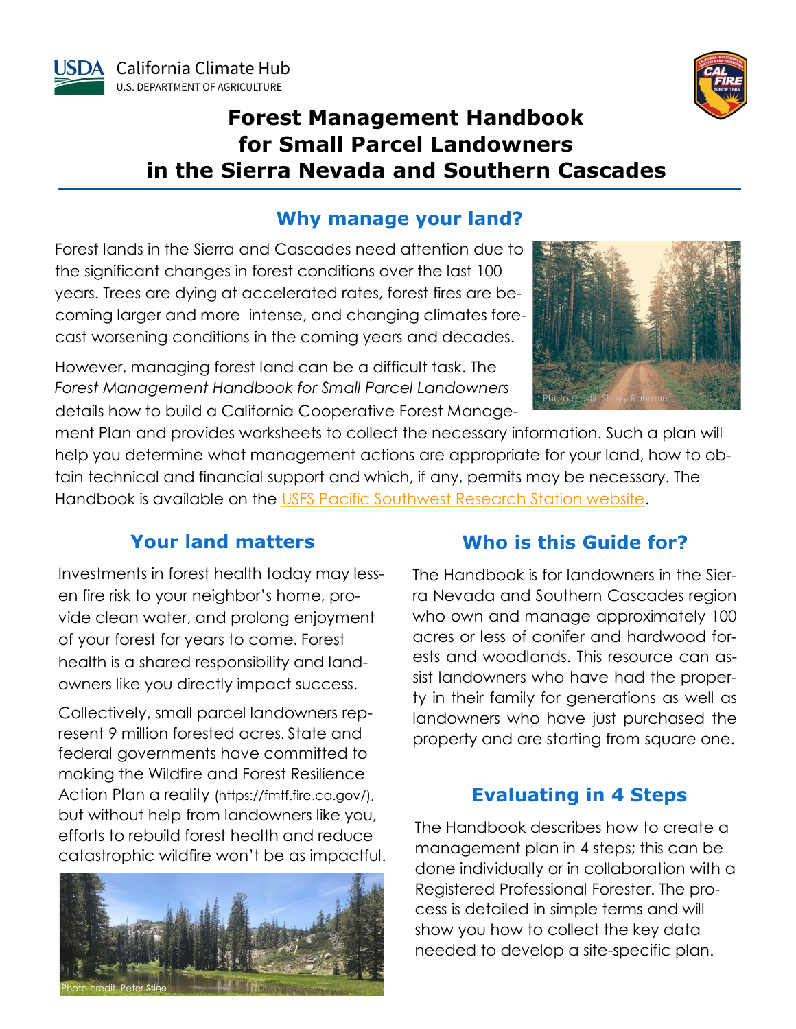USDA California Climate Hub
U.S. DEPARTMENT OF AGRICULTURE

# Forest Management Handbook for Small Parcel Landowners in the Sierra Nevada and Southern Cascades

## Why manage your land?

Forest lands in the Sierra and Cascades need attention due to the significant changes in forest conditions over the last 100 years. Trees are dying at accelerated rates, forest fires are becoming larger and more intense, and changing climates forecast worsening conditions in the coming years and decades.

However, managing forest land can be a difficult task. The *Forest Management Handbook for Small Parcel Landowners* details how to build a California Cooperative Forest Management Plan and provides worksheets to collect the necessary information. Such a plan will help you determine what management actions are appropriate for your land, how to obtain technical and financial support and which, if any, permits may be necessary. The Handbook is available on the USFS Pacific Southwest Research Station website.

Photo credit: Shovy Rahman

## Your land matters

Investments in forest health today may lessen fire risk to your neighbor's home, provide clean water, and prolong enjoyment of your forest for years to come. Forest health is a shared responsibility and landowners like you directly impact success.

Collectively, small parcel landowners represent 9 million forested acres. State and federal governments have committed to making the Wildfire and Forest Resilience Action Plan a reality (https://fmtf.fire.ca.gov/), but without help from landowners like you, efforts to rebuild forest health and reduce catastrophic wildfire won't be as impactful.

Photo credit: Peter Stine

## Who is this Guide for?

The Handbook is for landowners in the Sierra Nevada and Southern Cascades region who own and manage approximately 100 acres or less of conifer and hardwood forests and woodlands. This resource can assist landowners who have had the property in their family for generations as well as landowners who have just purchased the property and are starting from square one.

## Evaluating in 4 Steps

The Handbook describes how to create a management plan in 4 steps; this can be done individually or in collaboration with a Registered Professional Forester. The process is detailed in simple terms and will show you how to collect the key data needed to develop a site-specific plan.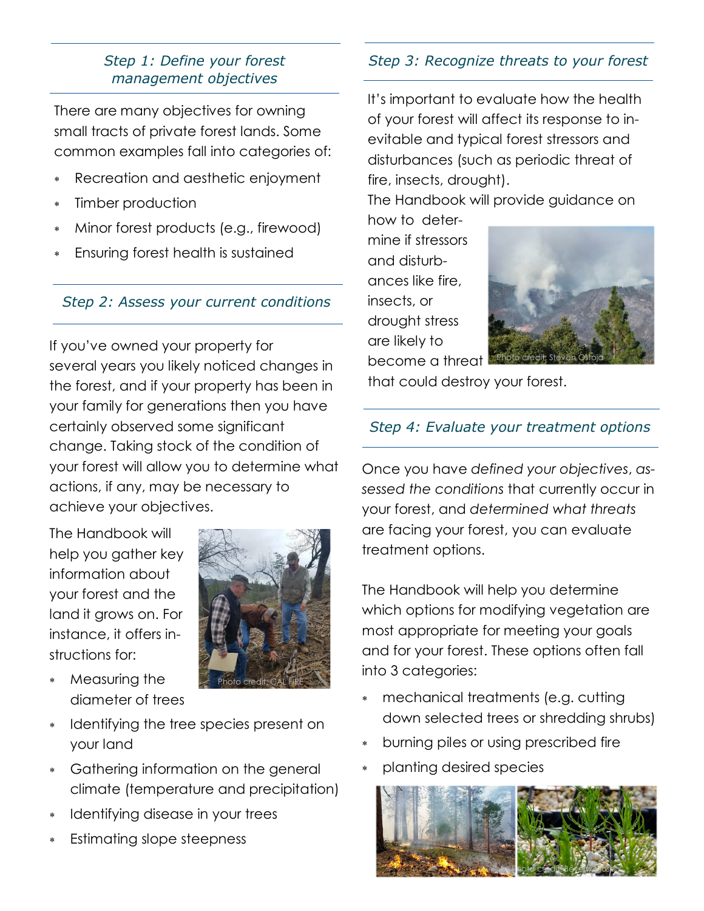### *Step 1: Define your forest management objectives*

There are many objectives for owning small tracts of private forest lands. Some common examples fall into categories of:

- Recreation and aesthetic enjoyment
- Timber production
- Minor forest products (e.g., firewood)
- Ensuring forest health is sustained

### *Step 2: Assess your current conditions*

If you've owned your property for several years you likely noticed changes in the forest, and if your property has been in your family for generations then you have certainly observed some significant change. Taking stock of the condition of your forest will allow you to determine what actions, if any, may be necessary to achieve your objectives.

The Handbook will help you gather key information about your forest and the land it grows on. For instance, it offers instructions for:

Photo credit: CAL FIRE

- Measuring the diameter of trees
- Identifying the tree species present on your land
- Gathering information on the general climate (temperature and precipitation)
- Identifying disease in your trees
- Estimating slope steepness

### *Step 3: Recognize threats to your forest*

It's important to evaluate how the health of your forest will affect its response to inevitable and typical forest stressors and disturbances (such as periodic threat of fire, insects, drought).

The Handbook will provide guidance on how to determine if stressors and disturbances like fire, insects, or drought stress are likely to become a threat that could destroy your forest.

Photo credit: Steven Ostoja

### *Step 4: Evaluate your treatment options*

Once you have *defined your objectives*, *assessed the conditions* that currently occur in your forest, and *determined what threats* are facing your forest, you can evaluate treatment options.

The Handbook will help you determine which options for modifying vegetation are most appropriate for meeting your goals and for your forest. These options often fall into 3 categories:

- mechanical treatments (e.g. cutting down selected trees or shredding shrubs)
- burning piles or using prescribed fire
- planting desired species

Photo credit: Beverly Hoson